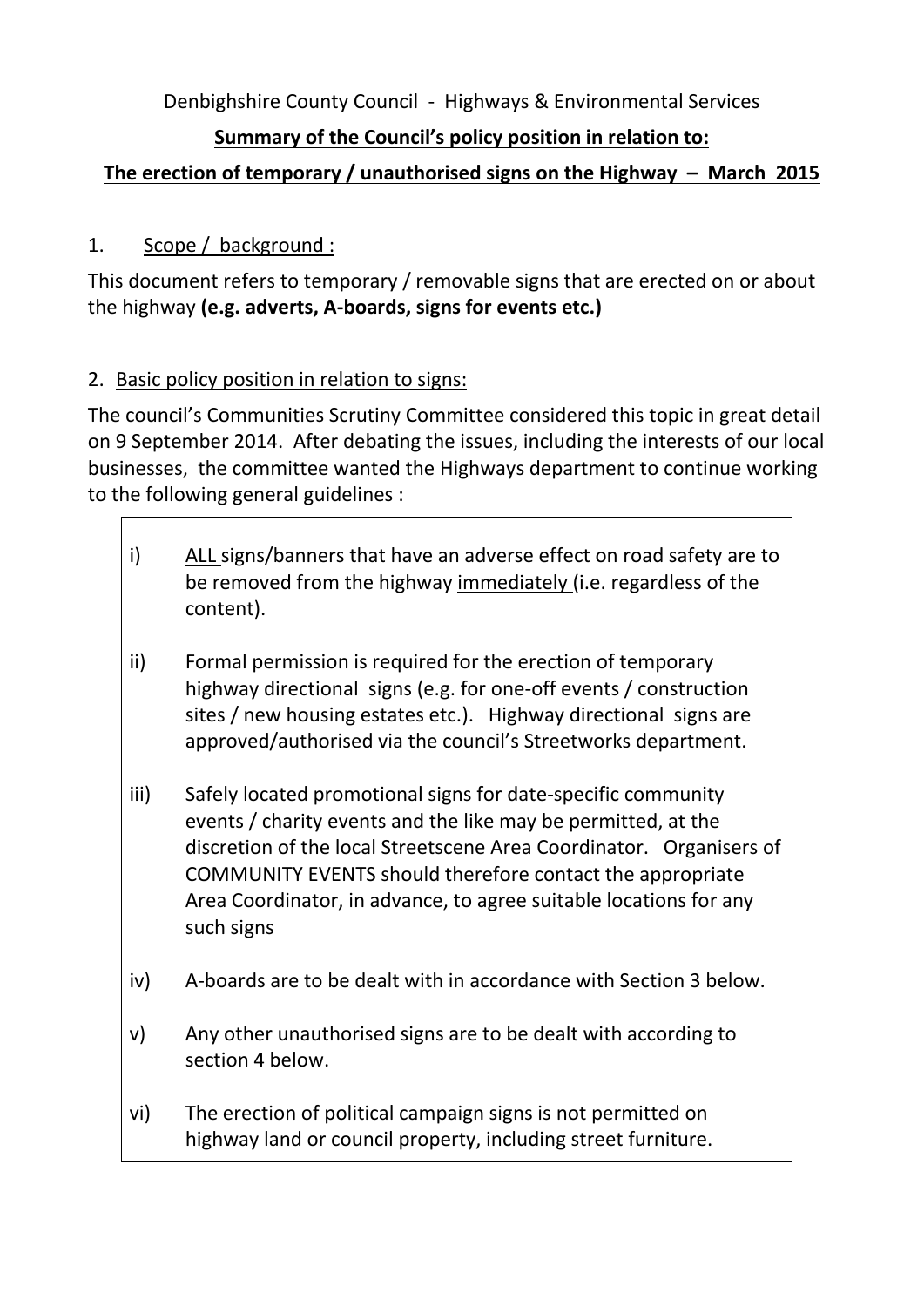Denbighshire County Council - Highways & Environmental Services

**Summary of the Council's policy position in relation to:**

**The erection of temporary / unauthorised signs on the Highway – March 2015**

## 1. Scope / background :

This document refers to temporary / removable signs that are erected on or about the highway **(e.g. adverts, A-boards, signs for events etc.)**

## 2. Basic policy position in relation to signs:

The council's Communities Scrutiny Committee considered this topic in great detail on 9 September 2014. After debating the issues, including the interests of our local businesses, the committee wanted the Highways department to continue working to the following general guidelines :

i) ALL signs/banners that have an adverse effect on road safety are to be removed from the highway immediately (i.e. regardless of the content).

ii) Formal permission is required for the erection of temporary highway directional signs (e.g. for one-off events / construction sites / new housing estates etc.). Highway directional signs are approved/authorised via the council's Streetworks department.

iii) Safely located promotional signs for date-specific community events / charity events and the like may be permitted, at the discretion of the local Streetscene Area Coordinator. Organisers of COMMUNITY EVENTS should therefore contact the appropriate Area Coordinator, in advance, to agree suitable locations for any such signs

iv) A-boards are to be dealt with in accordance with Section 3 below.

v) Any other unauthorised signs are to be dealt with according to section 4 below.

vi) The erection of political campaign signs is not permitted on highway land or council property, including street furniture.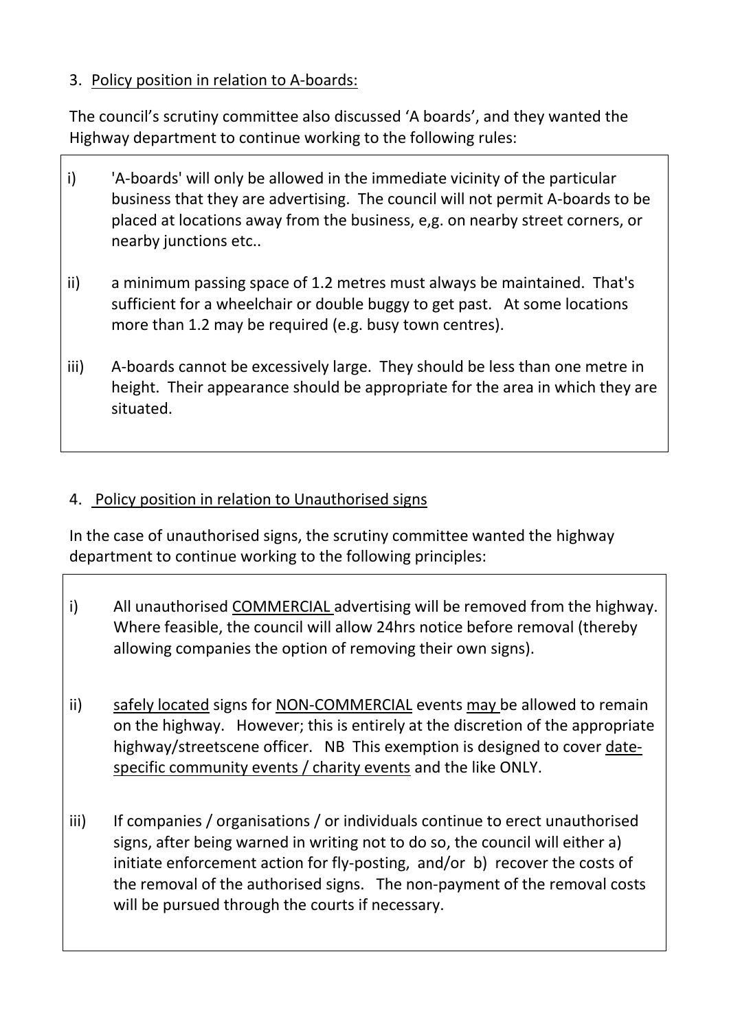3. <u>Policy position in relation to A-boards:</u>

The council's scrutiny committee also discussed 'A boards', and they wanted the Highway department to continue working to the following rules:

i) 'A-boards' will only be allowed in the immediate vicinity of the particular business that they are advertising. The council will not permit A-boards to be placed at locations away from the business, e,g. on nearby street corners, or nearby junctions etc..

ii) a minimum passing space of 1.2 metres must always be maintained. That's sufficient for a wheelchair or double buggy to get past. At some locations more than 1.2 may be required (e.g. busy town centres).

iii) A-boards cannot be excessively large. They should be less than one metre in height. Their appearance should be appropriate for the area in which they are situated.

4. <u>Policy position in relation to Unauthorised signs</u>

In the case of unauthorised signs, the scrutiny committee wanted the highway department to continue working to the following principles:

i) All unauthorised <u>COMMERCIAL</u> advertising will be removed from the highway. Where feasible, the council will allow 24hrs notice before removal (thereby allowing companies the option of removing their own signs).

ii) <u>safely located</u> signs for <u>NON-COMMERCIAL</u> events <u>may</u> be allowed to remain on the highway. However; this is entirely at the discretion of the appropriate highway/streetscene officer. NB This exemption is designed to cover <u>date-specific community events / charity events</u> and the like ONLY.

iii) If companies / organisations / or individuals continue to erect unauthorised signs, after being warned in writing not to do so, the council will either a) initiate enforcement action for fly-posting, and/or b) recover the costs of the removal of the authorised signs. The non-payment of the removal costs will be pursued through the courts if necessary.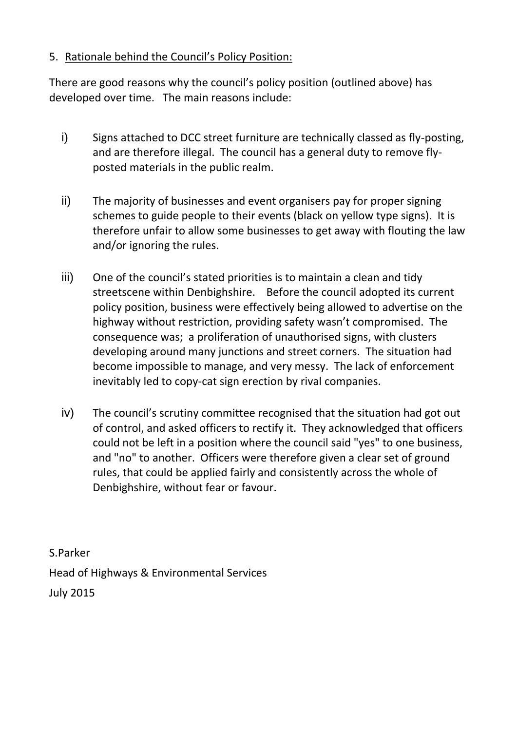5. Rationale behind the Council's Policy Position:

There are good reasons why the council's policy position (outlined above) has developed over time. The main reasons include:

i) Signs attached to DCC street furniture are technically classed as fly-posting, and are therefore illegal. The council has a general duty to remove fly-posted materials in the public realm.

ii) The majority of businesses and event organisers pay for proper signing schemes to guide people to their events (black on yellow type signs). It is therefore unfair to allow some businesses to get away with flouting the law and/or ignoring the rules.

iii) One of the council's stated priorities is to maintain a clean and tidy streetscene within Denbighshire. Before the council adopted its current policy position, business were effectively being allowed to advertise on the highway without restriction, providing safety wasn't compromised. The consequence was; a proliferation of unauthorised signs, with clusters developing around many junctions and street corners. The situation had become impossible to manage, and very messy. The lack of enforcement inevitably led to copy-cat sign erection by rival companies.

iv) The council's scrutiny committee recognised that the situation had got out of control, and asked officers to rectify it. They acknowledged that officers could not be left in a position where the council said "yes" to one business, and "no" to another. Officers were therefore given a clear set of ground rules, that could be applied fairly and consistently across the whole of Denbighshire, without fear or favour.

S.Parker
Head of Highways & Environmental Services
July 2015